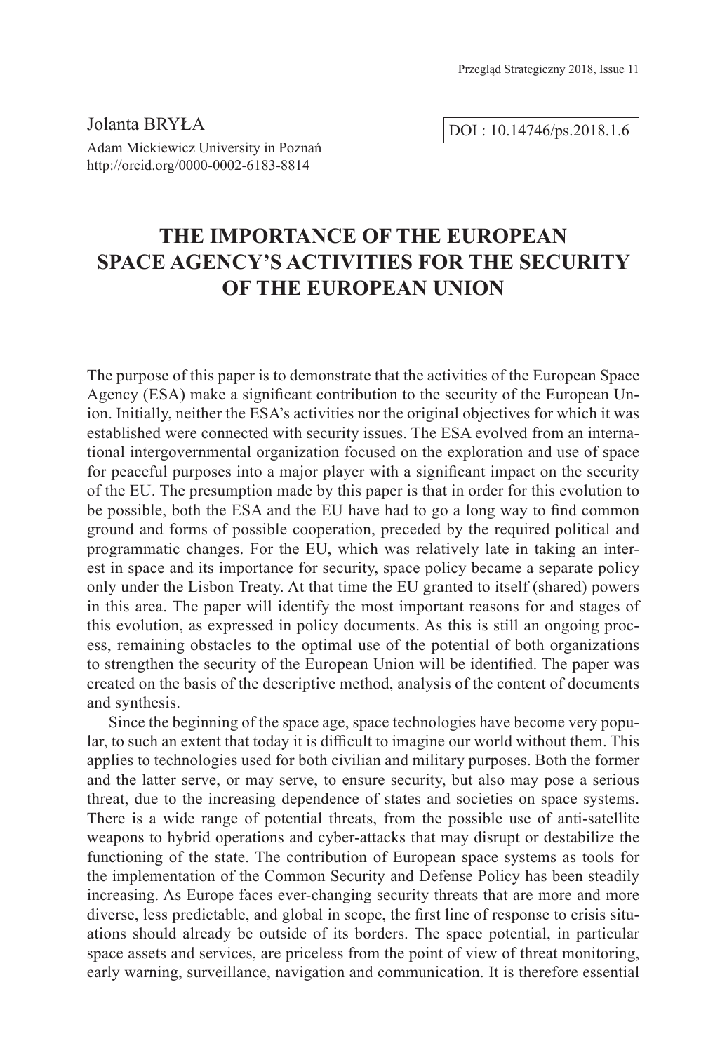Jolanta BRYŁA

Adam Mickiewicz University in Poznań
http://orcid.org/0000-0002-6183-8814

DOI : 10.14746/ps.2018.1.6

# THE IMPORTANCE OF THE EUROPEAN SPACE AGENCY'S ACTIVITIES FOR THE SECURITY OF THE EUROPEAN UNION

The purpose of this paper is to demonstrate that the activities of the European Space Agency (ESA) make a significant contribution to the security of the European Union. Initially, neither the ESA's activities nor the original objectives for which it was established were connected with security issues. The ESA evolved from an international intergovernmental organization focused on the exploration and use of space for peaceful purposes into a major player with a significant impact on the security of the EU. The presumption made by this paper is that in order for this evolution to be possible, both the ESA and the EU have had to go a long way to find common ground and forms of possible cooperation, preceded by the required political and programmatic changes. For the EU, which was relatively late in taking an interest in space and its importance for security, space policy became a separate policy only under the Lisbon Treaty. At that time the EU granted to itself (shared) powers in this area. The paper will identify the most important reasons for and stages of this evolution, as expressed in policy documents. As this is still an ongoing process, remaining obstacles to the optimal use of the potential of both organizations to strengthen the security of the European Union will be identified. The paper was created on the basis of the descriptive method, analysis of the content of documents and synthesis.

Since the beginning of the space age, space technologies have become very popular, to such an extent that today it is difficult to imagine our world without them. This applies to technologies used for both civilian and military purposes. Both the former and the latter serve, or may serve, to ensure security, but also may pose a serious threat, due to the increasing dependence of states and societies on space systems. There is a wide range of potential threats, from the possible use of anti-satellite weapons to hybrid operations and cyber-attacks that may disrupt or destabilize the functioning of the state. The contribution of European space systems as tools for the implementation of the Common Security and Defense Policy has been steadily increasing. As Europe faces ever-changing security threats that are more and more diverse, less predictable, and global in scope, the first line of response to crisis situations should already be outside of its borders. The space potential, in particular space assets and services, are priceless from the point of view of threat monitoring, early warning, surveillance, navigation and communication. It is therefore essential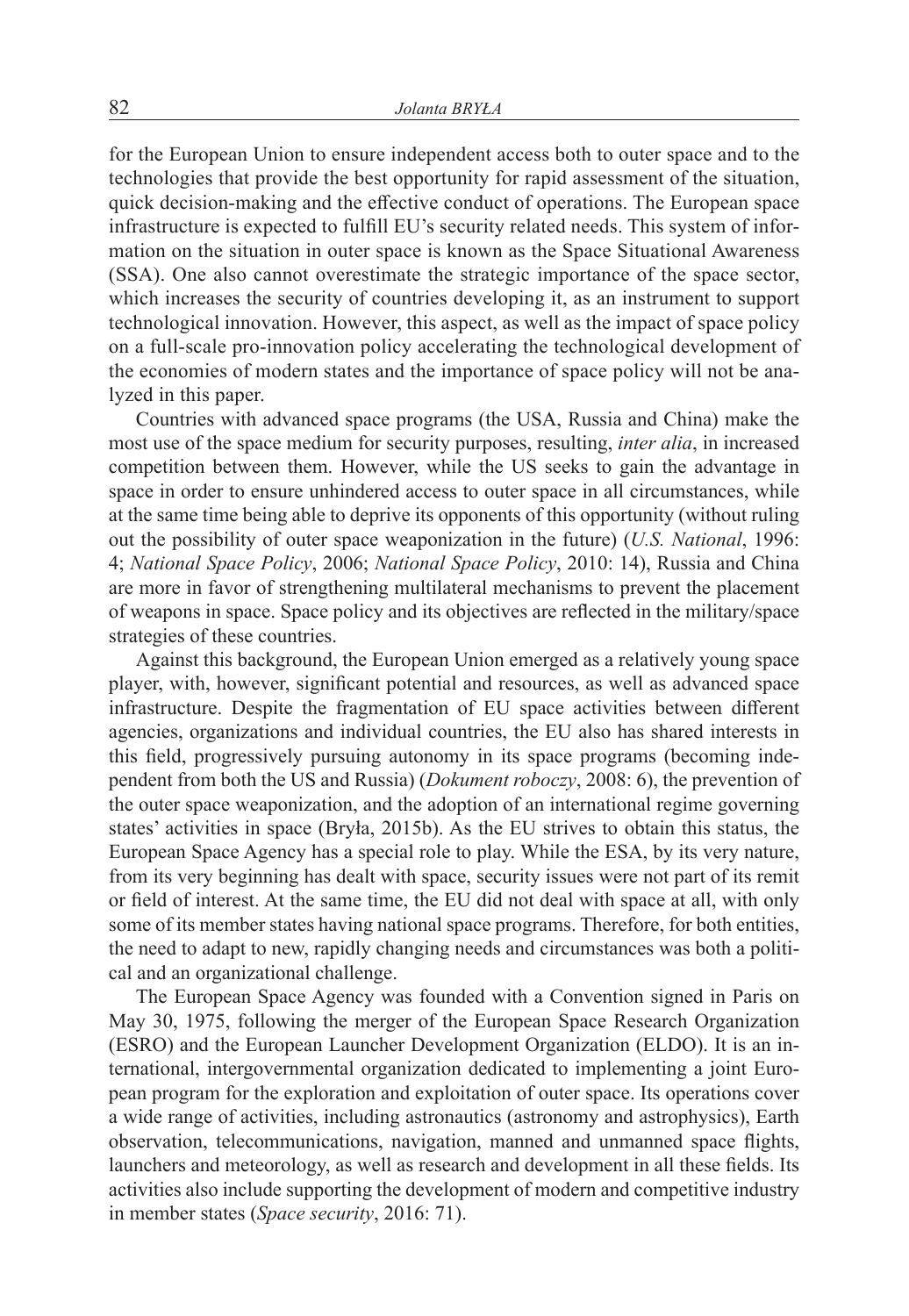for the European Union to ensure independent access both to outer space and to the technologies that provide the best opportunity for rapid assessment of the situation, quick decision-making and the effective conduct of operations. The European space infrastructure is expected to fulfill EU's security related needs. This system of information on the situation in outer space is known as the Space Situational Awareness (SSA). One also cannot overestimate the strategic importance of the space sector, which increases the security of countries developing it, as an instrument to support technological innovation. However, this aspect, as well as the impact of space policy on a full-scale pro-innovation policy accelerating the technological development of the economies of modern states and the importance of space policy will not be analyzed in this paper.

Countries with advanced space programs (the USA, Russia and China) make the most use of the space medium for security purposes, resulting, *inter alia*, in increased competition between them. However, while the US seeks to gain the advantage in space in order to ensure unhindered access to outer space in all circumstances, while at the same time being able to deprive its opponents of this opportunity (without ruling out the possibility of outer space weaponization in the future) (*U.S. National*, 1996: 4; *National Space Policy*, 2006; *National Space Policy*, 2010: 14), Russia and China are more in favor of strengthening multilateral mechanisms to prevent the placement of weapons in space. Space policy and its objectives are reflected in the military/space strategies of these countries.

Against this background, the European Union emerged as a relatively young space player, with, however, significant potential and resources, as well as advanced space infrastructure. Despite the fragmentation of EU space activities between different agencies, organizations and individual countries, the EU also has shared interests in this field, progressively pursuing autonomy in its space programs (becoming independent from both the US and Russia) (*Dokument roboczy*, 2008: 6), the prevention of the outer space weaponization, and the adoption of an international regime governing states' activities in space (Bryła, 2015b). As the EU strives to obtain this status, the European Space Agency has a special role to play. While the ESA, by its very nature, from its very beginning has dealt with space, security issues were not part of its remit or field of interest. At the same time, the EU did not deal with space at all, with only some of its member states having national space programs. Therefore, for both entities, the need to adapt to new, rapidly changing needs and circumstances was both a political and an organizational challenge.

The European Space Agency was founded with a Convention signed in Paris on May 30, 1975, following the merger of the European Space Research Organization (ESRO) and the European Launcher Development Organization (ELDO). It is an international, intergovernmental organization dedicated to implementing a joint European program for the exploration and exploitation of outer space. Its operations cover a wide range of activities, including astronautics (astronomy and astrophysics), Earth observation, telecommunications, navigation, manned and unmanned space flights, launchers and meteorology, as well as research and development in all these fields. Its activities also include supporting the development of modern and competitive industry in member states (*Space security*, 2016: 71).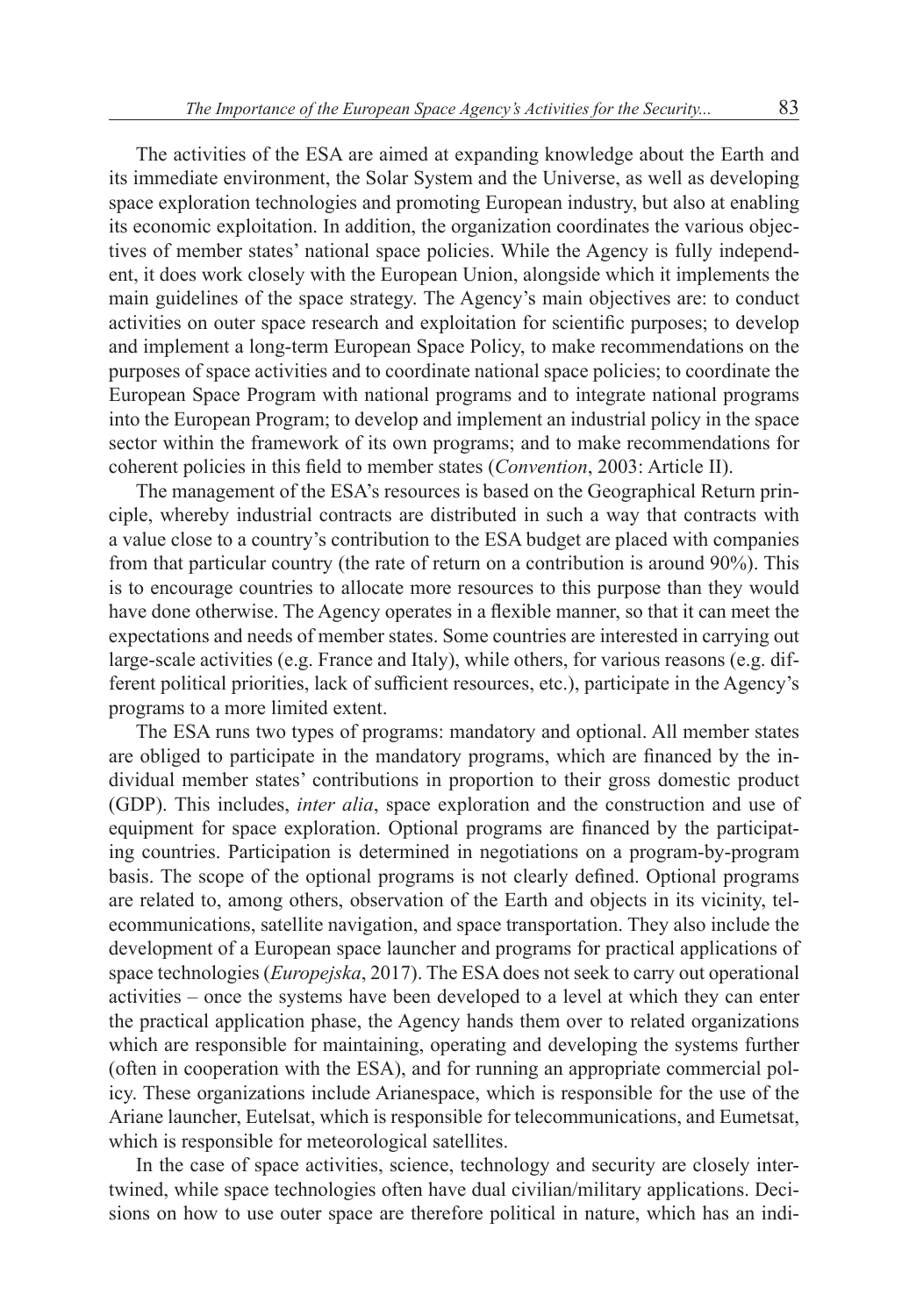The activities of the ESA are aimed at expanding knowledge about the Earth and its immediate environment, the Solar System and the Universe, as well as developing space exploration technologies and promoting European industry, but also at enabling its economic exploitation. In addition, the organization coordinates the various objectives of member states' national space policies. While the Agency is fully independent, it does work closely with the European Union, alongside which it implements the main guidelines of the space strategy. The Agency's main objectives are: to conduct activities on outer space research and exploitation for scientific purposes; to develop and implement a long-term European Space Policy, to make recommendations on the purposes of space activities and to coordinate national space policies; to coordinate the European Space Program with national programs and to integrate national programs into the European Program; to develop and implement an industrial policy in the space sector within the framework of its own programs; and to make recommendations for coherent policies in this field to member states (*Convention*, 2003: Article II).

The management of the ESA's resources is based on the Geographical Return principle, whereby industrial contracts are distributed in such a way that contracts with a value close to a country's contribution to the ESA budget are placed with companies from that particular country (the rate of return on a contribution is around 90%). This is to encourage countries to allocate more resources to this purpose than they would have done otherwise. The Agency operates in a flexible manner, so that it can meet the expectations and needs of member states. Some countries are interested in carrying out large-scale activities (e.g. France and Italy), while others, for various reasons (e.g. different political priorities, lack of sufficient resources, etc.), participate in the Agency's programs to a more limited extent.

The ESA runs two types of programs: mandatory and optional. All member states are obliged to participate in the mandatory programs, which are financed by the individual member states' contributions in proportion to their gross domestic product (GDP). This includes, *inter alia*, space exploration and the construction and use of equipment for space exploration. Optional programs are financed by the participating countries. Participation is determined in negotiations on a program-by-program basis. The scope of the optional programs is not clearly defined. Optional programs are related to, among others, observation of the Earth and objects in its vicinity, telecommunications, satellite navigation, and space transportation. They also include the development of a European space launcher and programs for practical applications of space technologies (*Europejska*, 2017). The ESA does not seek to carry out operational activities – once the systems have been developed to a level at which they can enter the practical application phase, the Agency hands them over to related organizations which are responsible for maintaining, operating and developing the systems further (often in cooperation with the ESA), and for running an appropriate commercial policy. These organizations include Arianespace, which is responsible for the use of the Ariane launcher, Eutelsat, which is responsible for telecommunications, and Eumetsat, which is responsible for meteorological satellites.

In the case of space activities, science, technology and security are closely intertwined, while space technologies often have dual civilian/military applications. Decisions on how to use outer space are therefore political in nature, which has an indi-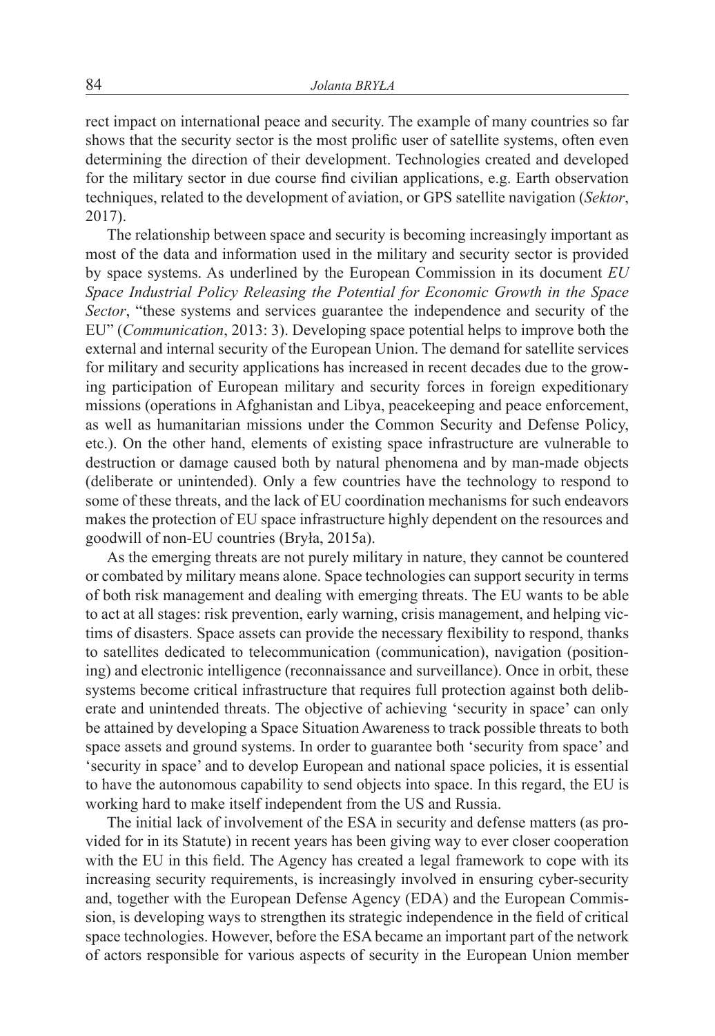rect impact on international peace and security. The example of many countries so far shows that the security sector is the most prolific user of satellite systems, often even determining the direction of their development. Technologies created and developed for the military sector in due course find civilian applications, e.g. Earth observation techniques, related to the development of aviation, or GPS satellite navigation (*Sektor*, 2017).

The relationship between space and security is becoming increasingly important as most of the data and information used in the military and security sector is provided by space systems. As underlined by the European Commission in its document *EU Space Industrial Policy Releasing the Potential for Economic Growth in the Space Sector*, "these systems and services guarantee the independence and security of the EU" (*Communication*, 2013: 3). Developing space potential helps to improve both the external and internal security of the European Union. The demand for satellite services for military and security applications has increased in recent decades due to the growing participation of European military and security forces in foreign expeditionary missions (operations in Afghanistan and Libya, peacekeeping and peace enforcement, as well as humanitarian missions under the Common Security and Defense Policy, etc.). On the other hand, elements of existing space infrastructure are vulnerable to destruction or damage caused both by natural phenomena and by man-made objects (deliberate or unintended). Only a few countries have the technology to respond to some of these threats, and the lack of EU coordination mechanisms for such endeavors makes the protection of EU space infrastructure highly dependent on the resources and goodwill of non-EU countries (Bryła, 2015a).

As the emerging threats are not purely military in nature, they cannot be countered or combated by military means alone. Space technologies can support security in terms of both risk management and dealing with emerging threats. The EU wants to be able to act at all stages: risk prevention, early warning, crisis management, and helping victims of disasters. Space assets can provide the necessary flexibility to respond, thanks to satellites dedicated to telecommunication (communication), navigation (positioning) and electronic intelligence (reconnaissance and surveillance). Once in orbit, these systems become critical infrastructure that requires full protection against both deliberate and unintended threats. The objective of achieving 'security in space' can only be attained by developing a Space Situation Awareness to track possible threats to both space assets and ground systems. In order to guarantee both 'security from space' and 'security in space' and to develop European and national space policies, it is essential to have the autonomous capability to send objects into space. In this regard, the EU is working hard to make itself independent from the US and Russia.

The initial lack of involvement of the ESA in security and defense matters (as provided for in its Statute) in recent years has been giving way to ever closer cooperation with the EU in this field. The Agency has created a legal framework to cope with its increasing security requirements, is increasingly involved in ensuring cyber-security and, together with the European Defense Agency (EDA) and the European Commission, is developing ways to strengthen its strategic independence in the field of critical space technologies. However, before the ESA became an important part of the network of actors responsible for various aspects of security in the European Union member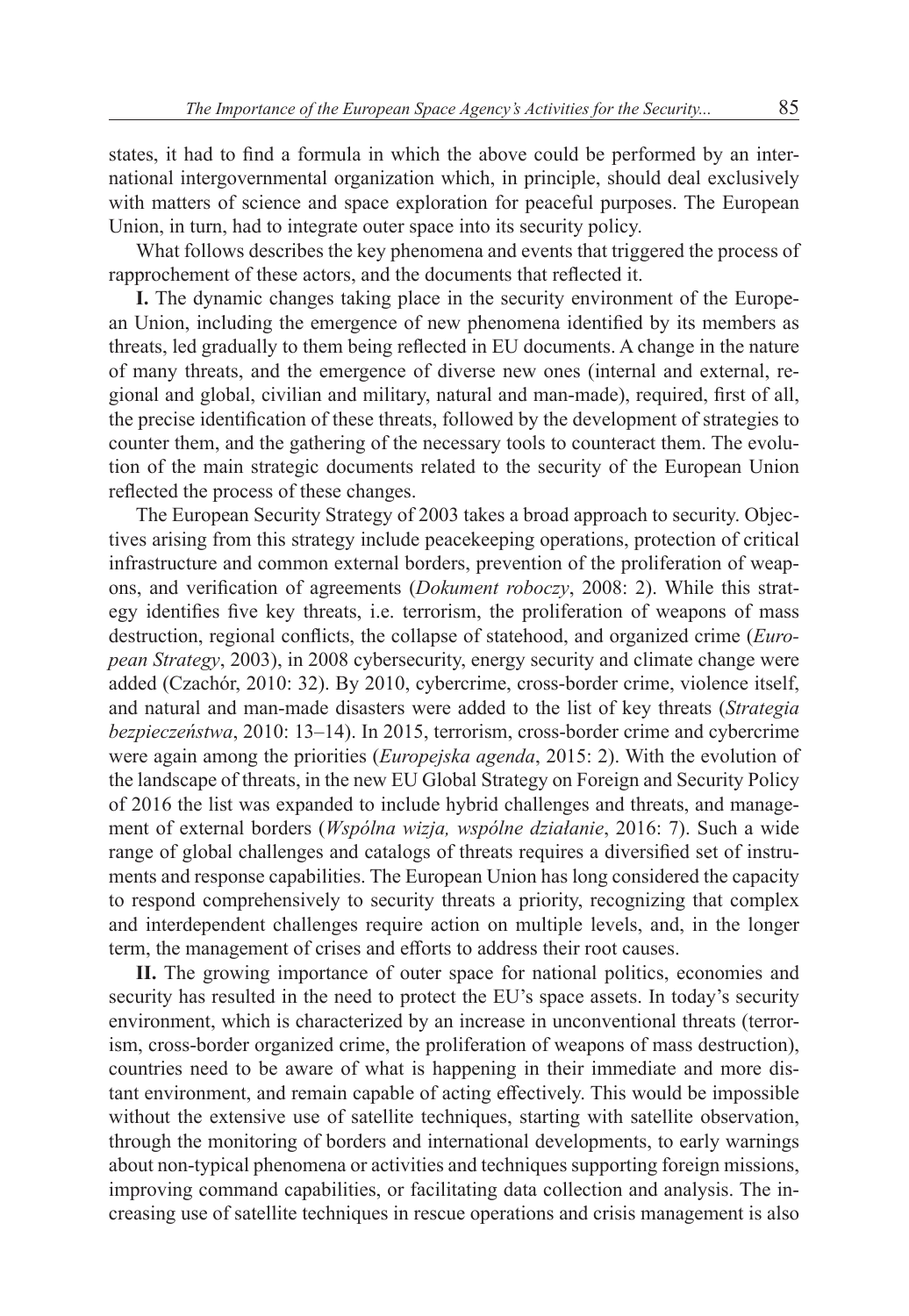states, it had to find a formula in which the above could be performed by an international intergovernmental organization which, in principle, should deal exclusively with matters of science and space exploration for peaceful purposes. The European Union, in turn, had to integrate outer space into its security policy.

What follows describes the key phenomena and events that triggered the process of rapprochement of these actors, and the documents that reflected it.

**I.** The dynamic changes taking place in the security environment of the European Union, including the emergence of new phenomena identified by its members as threats, led gradually to them being reflected in EU documents. A change in the nature of many threats, and the emergence of diverse new ones (internal and external, regional and global, civilian and military, natural and man-made), required, first of all, the precise identification of these threats, followed by the development of strategies to counter them, and the gathering of the necessary tools to counteract them. The evolution of the main strategic documents related to the security of the European Union reflected the process of these changes.

The European Security Strategy of 2003 takes a broad approach to security. Objectives arising from this strategy include peacekeeping operations, protection of critical infrastructure and common external borders, prevention of the proliferation of weapons, and verification of agreements (*Dokument roboczy*, 2008: 2). While this strategy identifies five key threats, i.e. terrorism, the proliferation of weapons of mass destruction, regional conflicts, the collapse of statehood, and organized crime (*European Strategy*, 2003), in 2008 cybersecurity, energy security and climate change were added (Czachór, 2010: 32). By 2010, cybercrime, cross-border crime, violence itself, and natural and man-made disasters were added to the list of key threats (*Strategia bezpieczeństwa*, 2010: 13–14). In 2015, terrorism, cross-border crime and cybercrime were again among the priorities (*Europejska agenda*, 2015: 2). With the evolution of the landscape of threats, in the new EU Global Strategy on Foreign and Security Policy of 2016 the list was expanded to include hybrid challenges and threats, and management of external borders (*Wspólna wizja, wspólne działanie*, 2016: 7). Such a wide range of global challenges and catalogs of threats requires a diversified set of instruments and response capabilities. The European Union has long considered the capacity to respond comprehensively to security threats a priority, recognizing that complex and interdependent challenges require action on multiple levels, and, in the longer term, the management of crises and efforts to address their root causes.

**II.** The growing importance of outer space for national politics, economies and security has resulted in the need to protect the EU's space assets. In today's security environment, which is characterized by an increase in unconventional threats (terrorism, cross-border organized crime, the proliferation of weapons of mass destruction), countries need to be aware of what is happening in their immediate and more distant environment, and remain capable of acting effectively. This would be impossible without the extensive use of satellite techniques, starting with satellite observation, through the monitoring of borders and international developments, to early warnings about non-typical phenomena or activities and techniques supporting foreign missions, improving command capabilities, or facilitating data collection and analysis. The increasing use of satellite techniques in rescue operations and crisis management is also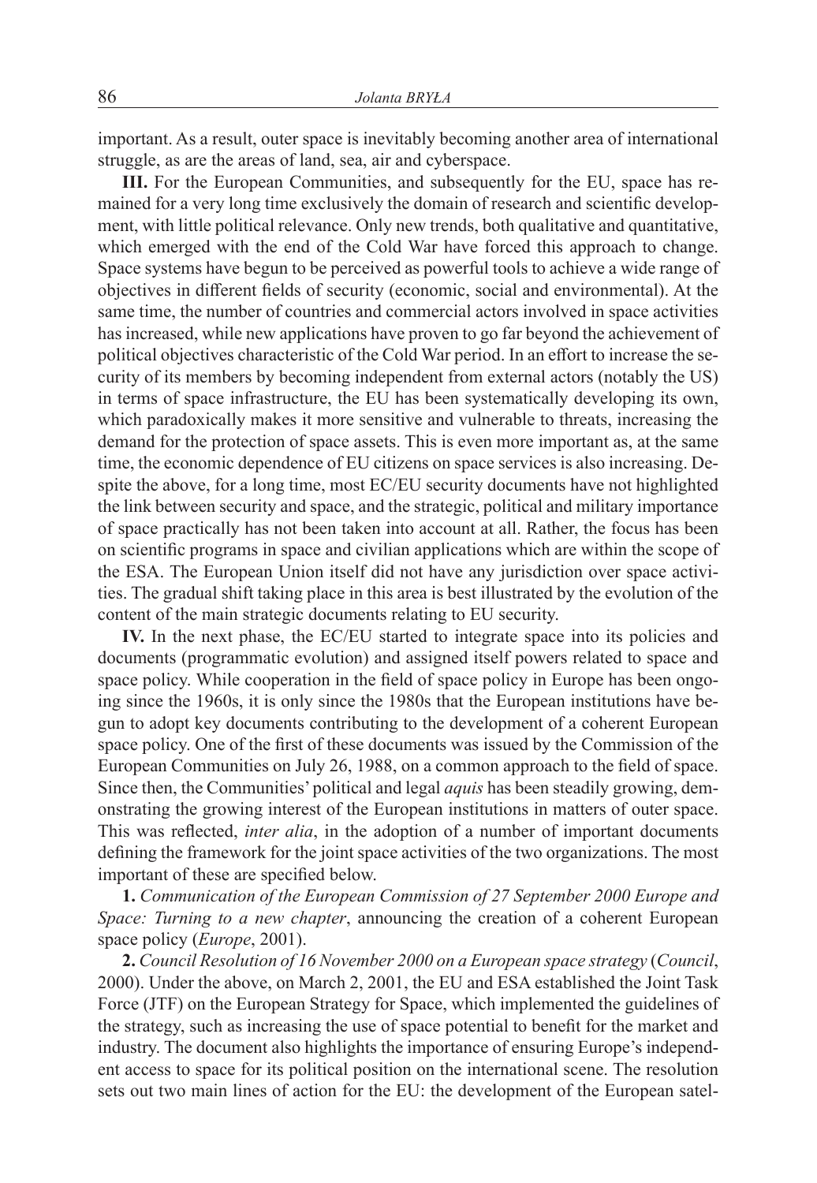important. As a result, outer space is inevitably becoming another area of international struggle, as are the areas of land, sea, air and cyberspace.

**III.** For the European Communities, and subsequently for the EU, space has remained for a very long time exclusively the domain of research and scientific development, with little political relevance. Only new trends, both qualitative and quantitative, which emerged with the end of the Cold War have forced this approach to change. Space systems have begun to be perceived as powerful tools to achieve a wide range of objectives in different fields of security (economic, social and environmental). At the same time, the number of countries and commercial actors involved in space activities has increased, while new applications have proven to go far beyond the achievement of political objectives characteristic of the Cold War period. In an effort to increase the security of its members by becoming independent from external actors (notably the US) in terms of space infrastructure, the EU has been systematically developing its own, which paradoxically makes it more sensitive and vulnerable to threats, increasing the demand for the protection of space assets. This is even more important as, at the same time, the economic dependence of EU citizens on space services is also increasing. Despite the above, for a long time, most EC/EU security documents have not highlighted the link between security and space, and the strategic, political and military importance of space practically has not been taken into account at all. Rather, the focus has been on scientific programs in space and civilian applications which are within the scope of the ESA. The European Union itself did not have any jurisdiction over space activities. The gradual shift taking place in this area is best illustrated by the evolution of the content of the main strategic documents relating to EU security.

**IV.** In the next phase, the EC/EU started to integrate space into its policies and documents (programmatic evolution) and assigned itself powers related to space and space policy. While cooperation in the field of space policy in Europe has been ongoing since the 1960s, it is only since the 1980s that the European institutions have begun to adopt key documents contributing to the development of a coherent European space policy. One of the first of these documents was issued by the Commission of the European Communities on July 26, 1988, on a common approach to the field of space. Since then, the Communities' political and legal *aquis* has been steadily growing, demonstrating the growing interest of the European institutions in matters of outer space. This was reflected, *inter alia*, in the adoption of a number of important documents defining the framework for the joint space activities of the two organizations. The most important of these are specified below.

**1.** *Communication of the European Commission of 27 September 2000 Europe and Space: Turning to a new chapter*, announcing the creation of a coherent European space policy (*Europe*, 2001).

**2.** *Council Resolution of 16 November 2000 on a European space strategy* (*Council*, 2000). Under the above, on March 2, 2001, the EU and ESA established the Joint Task Force (JTF) on the European Strategy for Space, which implemented the guidelines of the strategy, such as increasing the use of space potential to benefit for the market and industry. The document also highlights the importance of ensuring Europe's independent access to space for its political position on the international scene. The resolution sets out two main lines of action for the EU: the development of the European satel-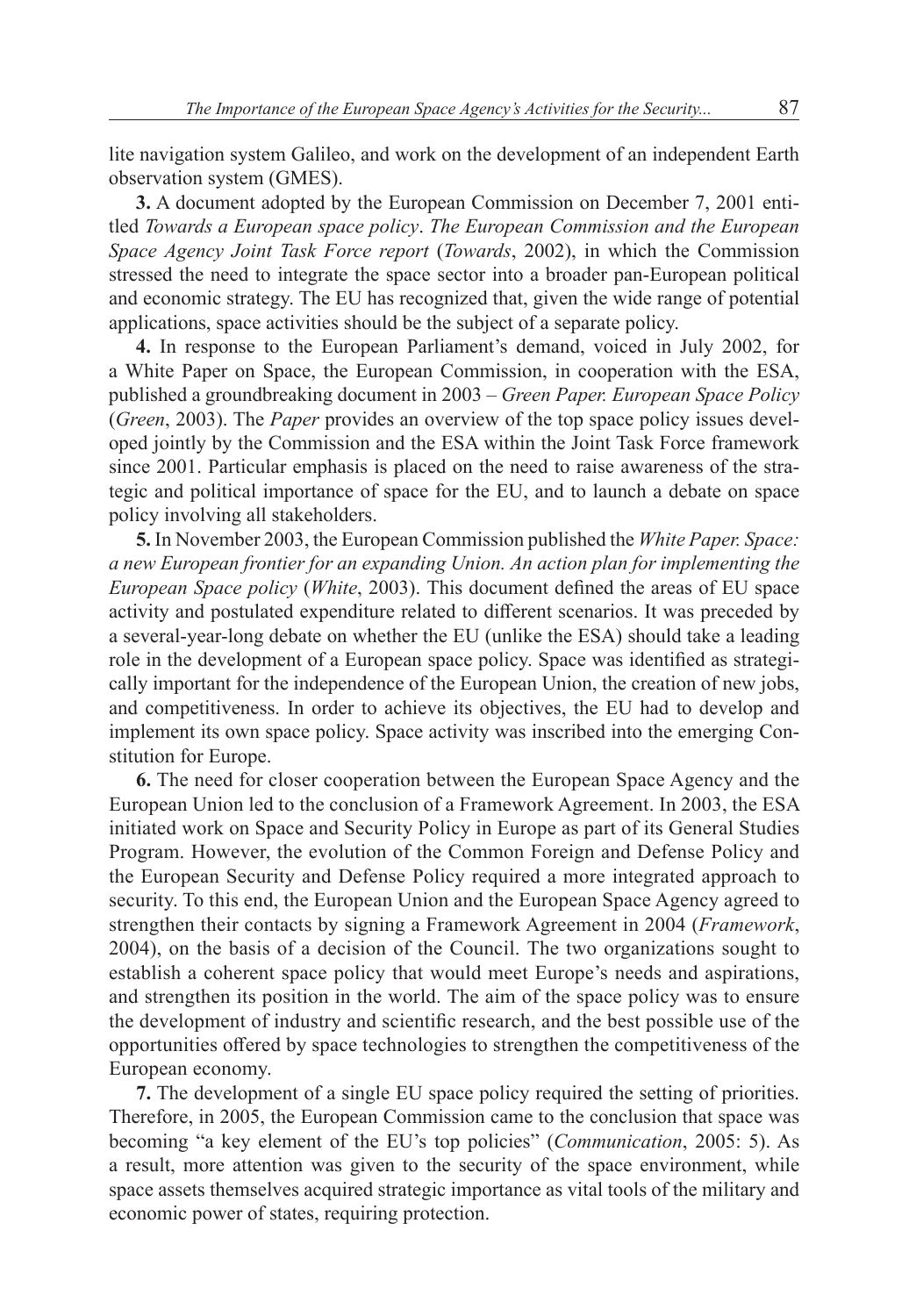lite navigation system Galileo, and work on the development of an independent Earth observation system (GMES).

**3.** A document adopted by the European Commission on December 7, 2001 entitled *Towards a European space policy*. *The European Commission and the European Space Agency Joint Task Force report* (*Towards*, 2002), in which the Commission stressed the need to integrate the space sector into a broader pan-European political and economic strategy. The EU has recognized that, given the wide range of potential applications, space activities should be the subject of a separate policy.

**4.** In response to the European Parliament's demand, voiced in July 2002, for a White Paper on Space, the European Commission, in cooperation with the ESA, published a groundbreaking document in 2003 – *Green Paper. European Space Policy* (*Green*, 2003). The *Paper* provides an overview of the top space policy issues developed jointly by the Commission and the ESA within the Joint Task Force framework since 2001. Particular emphasis is placed on the need to raise awareness of the strategic and political importance of space for the EU, and to launch a debate on space policy involving all stakeholders.

**5.** In November 2003, the European Commission published the *White Paper. Space: a new European frontier for an expanding Union. An action plan for implementing the European Space policy* (*White*, 2003). This document defined the areas of EU space activity and postulated expenditure related to different scenarios. It was preceded by a several-year-long debate on whether the EU (unlike the ESA) should take a leading role in the development of a European space policy. Space was identified as strategically important for the independence of the European Union, the creation of new jobs, and competitiveness. In order to achieve its objectives, the EU had to develop and implement its own space policy. Space activity was inscribed into the emerging Constitution for Europe.

**6.** The need for closer cooperation between the European Space Agency and the European Union led to the conclusion of a Framework Agreement. In 2003, the ESA initiated work on Space and Security Policy in Europe as part of its General Studies Program. However, the evolution of the Common Foreign and Defense Policy and the European Security and Defense Policy required a more integrated approach to security. To this end, the European Union and the European Space Agency agreed to strengthen their contacts by signing a Framework Agreement in 2004 (*Framework*, 2004), on the basis of a decision of the Council. The two organizations sought to establish a coherent space policy that would meet Europe's needs and aspirations, and strengthen its position in the world. The aim of the space policy was to ensure the development of industry and scientific research, and the best possible use of the opportunities offered by space technologies to strengthen the competitiveness of the European economy.

**7.** The development of a single EU space policy required the setting of priorities. Therefore, in 2005, the European Commission came to the conclusion that space was becoming "a key element of the EU's top policies" (*Communication*, 2005: 5). As a result, more attention was given to the security of the space environment, while space assets themselves acquired strategic importance as vital tools of the military and economic power of states, requiring protection.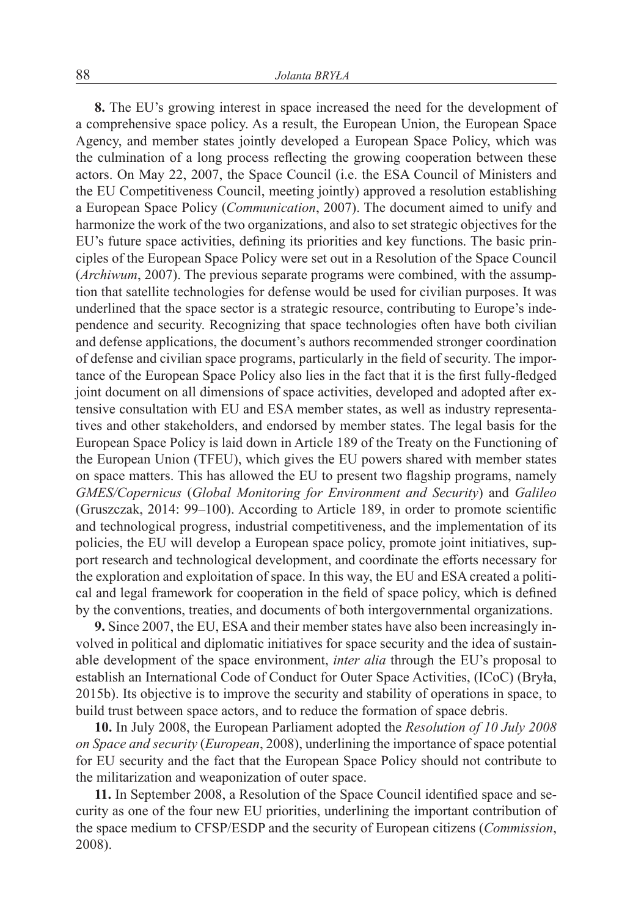**8.** The EU's growing interest in space increased the need for the development of a comprehensive space policy. As a result, the European Union, the European Space Agency, and member states jointly developed a European Space Policy, which was the culmination of a long process reflecting the growing cooperation between these actors. On May 22, 2007, the Space Council (i.e. the ESA Council of Ministers and the EU Competitiveness Council, meeting jointly) approved a resolution establishing a European Space Policy (*Communication*, 2007). The document aimed to unify and harmonize the work of the two organizations, and also to set strategic objectives for the EU's future space activities, defining its priorities and key functions. The basic principles of the European Space Policy were set out in a Resolution of the Space Council (*Archiwum*, 2007). The previous separate programs were combined, with the assumption that satellite technologies for defense would be used for civilian purposes. It was underlined that the space sector is a strategic resource, contributing to Europe's independence and security. Recognizing that space technologies often have both civilian and defense applications, the document's authors recommended stronger coordination of defense and civilian space programs, particularly in the field of security. The importance of the European Space Policy also lies in the fact that it is the first fully-fledged joint document on all dimensions of space activities, developed and adopted after extensive consultation with EU and ESA member states, as well as industry representatives and other stakeholders, and endorsed by member states. The legal basis for the European Space Policy is laid down in Article 189 of the Treaty on the Functioning of the European Union (TFEU), which gives the EU powers shared with member states on space matters. This has allowed the EU to present two flagship programs, namely *GMES/Copernicus* (*Global Monitoring for Environment and Security*) and *Galileo* (Gruszczak, 2014: 99–100). According to Article 189, in order to promote scientific and technological progress, industrial competitiveness, and the implementation of its policies, the EU will develop a European space policy, promote joint initiatives, support research and technological development, and coordinate the efforts necessary for the exploration and exploitation of space. In this way, the EU and ESA created a political and legal framework for cooperation in the field of space policy, which is defined by the conventions, treaties, and documents of both intergovernmental organizations.

**9.** Since 2007, the EU, ESA and their member states have also been increasingly involved in political and diplomatic initiatives for space security and the idea of sustainable development of the space environment, *inter alia* through the EU's proposal to establish an International Code of Conduct for Outer Space Activities, (ICoC) (Bryła, 2015b). Its objective is to improve the security and stability of operations in space, to build trust between space actors, and to reduce the formation of space debris.

**10.** In July 2008, the European Parliament adopted the *Resolution of 10 July 2008 on Space and security* (*European*, 2008), underlining the importance of space potential for EU security and the fact that the European Space Policy should not contribute to the militarization and weaponization of outer space.

**11.** In September 2008, a Resolution of the Space Council identified space and security as one of the four new EU priorities, underlining the important contribution of the space medium to CFSP/ESDP and the security of European citizens (*Commission*, 2008).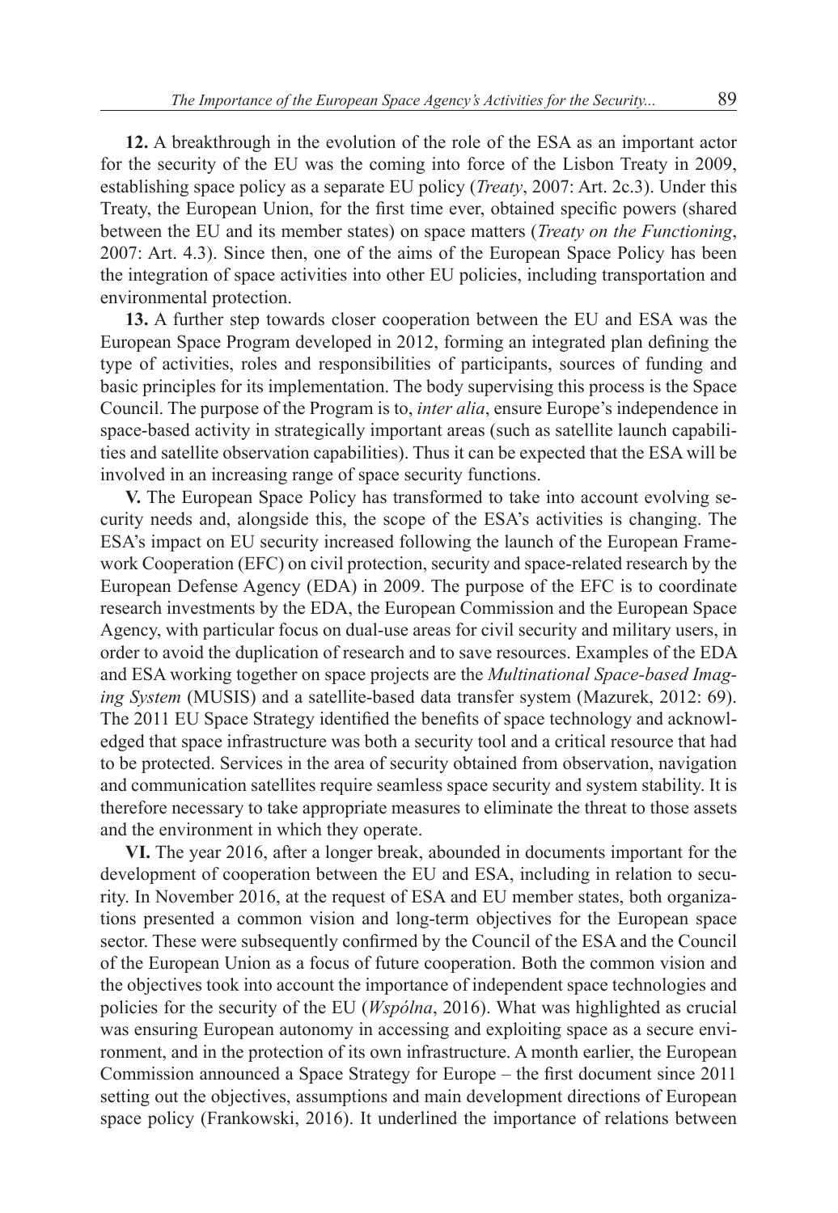**12.** A breakthrough in the evolution of the role of the ESA as an important actor for the security of the EU was the coming into force of the Lisbon Treaty in 2009, establishing space policy as a separate EU policy (*Treaty*, 2007: Art. 2c.3). Under this Treaty, the European Union, for the first time ever, obtained specific powers (shared between the EU and its member states) on space matters (*Treaty on the Functioning*, 2007: Art. 4.3). Since then, one of the aims of the European Space Policy has been the integration of space activities into other EU policies, including transportation and environmental protection.

**13.** A further step towards closer cooperation between the EU and ESA was the European Space Program developed in 2012, forming an integrated plan defining the type of activities, roles and responsibilities of participants, sources of funding and basic principles for its implementation. The body supervising this process is the Space Council. The purpose of the Program is to, *inter alia*, ensure Europe's independence in space-based activity in strategically important areas (such as satellite launch capabilities and satellite observation capabilities). Thus it can be expected that the ESA will be involved in an increasing range of space security functions.

**V.** The European Space Policy has transformed to take into account evolving security needs and, alongside this, the scope of the ESA's activities is changing. The ESA's impact on EU security increased following the launch of the European Framework Cooperation (EFC) on civil protection, security and space-related research by the European Defense Agency (EDA) in 2009. The purpose of the EFC is to coordinate research investments by the EDA, the European Commission and the European Space Agency, with particular focus on dual-use areas for civil security and military users, in order to avoid the duplication of research and to save resources. Examples of the EDA and ESA working together on space projects are the *Multinational Space-based Imaging System* (MUSIS) and a satellite-based data transfer system (Mazurek, 2012: 69). The 2011 EU Space Strategy identified the benefits of space technology and acknowledged that space infrastructure was both a security tool and a critical resource that had to be protected. Services in the area of security obtained from observation, navigation and communication satellites require seamless space security and system stability. It is therefore necessary to take appropriate measures to eliminate the threat to those assets and the environment in which they operate.

**VI.** The year 2016, after a longer break, abounded in documents important for the development of cooperation between the EU and ESA, including in relation to security. In November 2016, at the request of ESA and EU member states, both organizations presented a common vision and long-term objectives for the European space sector. These were subsequently confirmed by the Council of the ESA and the Council of the European Union as a focus of future cooperation. Both the common vision and the objectives took into account the importance of independent space technologies and policies for the security of the EU (*Wspólna*, 2016). What was highlighted as crucial was ensuring European autonomy in accessing and exploiting space as a secure environment, and in the protection of its own infrastructure. A month earlier, the European Commission announced a Space Strategy for Europe – the first document since 2011 setting out the objectives, assumptions and main development directions of European space policy (Frankowski, 2016). It underlined the importance of relations between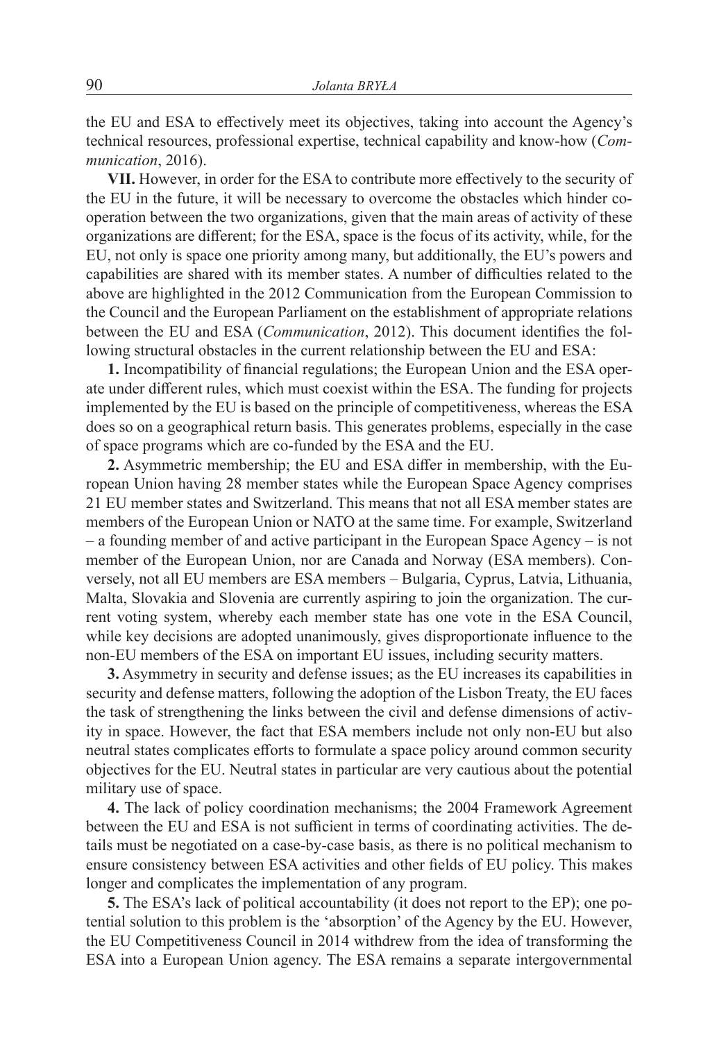the EU and ESA to effectively meet its objectives, taking into account the Agency's technical resources, professional expertise, technical capability and know-how (*Communication*, 2016).

**VII.** However, in order for the ESA to contribute more effectively to the security of the EU in the future, it will be necessary to overcome the obstacles which hinder cooperation between the two organizations, given that the main areas of activity of these organizations are different; for the ESA, space is the focus of its activity, while, for the EU, not only is space one priority among many, but additionally, the EU's powers and capabilities are shared with its member states. A number of difficulties related to the above are highlighted in the 2012 Communication from the European Commission to the Council and the European Parliament on the establishment of appropriate relations between the EU and ESA (*Communication*, 2012). This document identifies the following structural obstacles in the current relationship between the EU and ESA:

**1.** Incompatibility of financial regulations; the European Union and the ESA operate under different rules, which must coexist within the ESA. The funding for projects implemented by the EU is based on the principle of competitiveness, whereas the ESA does so on a geographical return basis. This generates problems, especially in the case of space programs which are co-funded by the ESA and the EU.

**2.** Asymmetric membership; the EU and ESA differ in membership, with the European Union having 28 member states while the European Space Agency comprises 21 EU member states and Switzerland. This means that not all ESA member states are members of the European Union or NATO at the same time. For example, Switzerland – a founding member of and active participant in the European Space Agency – is not member of the European Union, nor are Canada and Norway (ESA members). Conversely, not all EU members are ESA members – Bulgaria, Cyprus, Latvia, Lithuania, Malta, Slovakia and Slovenia are currently aspiring to join the organization. The current voting system, whereby each member state has one vote in the ESA Council, while key decisions are adopted unanimously, gives disproportionate influence to the non-EU members of the ESA on important EU issues, including security matters.

**3.** Asymmetry in security and defense issues; as the EU increases its capabilities in security and defense matters, following the adoption of the Lisbon Treaty, the EU faces the task of strengthening the links between the civil and defense dimensions of activity in space. However, the fact that ESA members include not only non-EU but also neutral states complicates efforts to formulate a space policy around common security objectives for the EU. Neutral states in particular are very cautious about the potential military use of space.

**4.** The lack of policy coordination mechanisms; the 2004 Framework Agreement between the EU and ESA is not sufficient in terms of coordinating activities. The details must be negotiated on a case-by-case basis, as there is no political mechanism to ensure consistency between ESA activities and other fields of EU policy. This makes longer and complicates the implementation of any program.

**5.** The ESA's lack of political accountability (it does not report to the EP); one potential solution to this problem is the 'absorption' of the Agency by the EU. However, the EU Competitiveness Council in 2014 withdrew from the idea of transforming the ESA into a European Union agency. The ESA remains a separate intergovernmental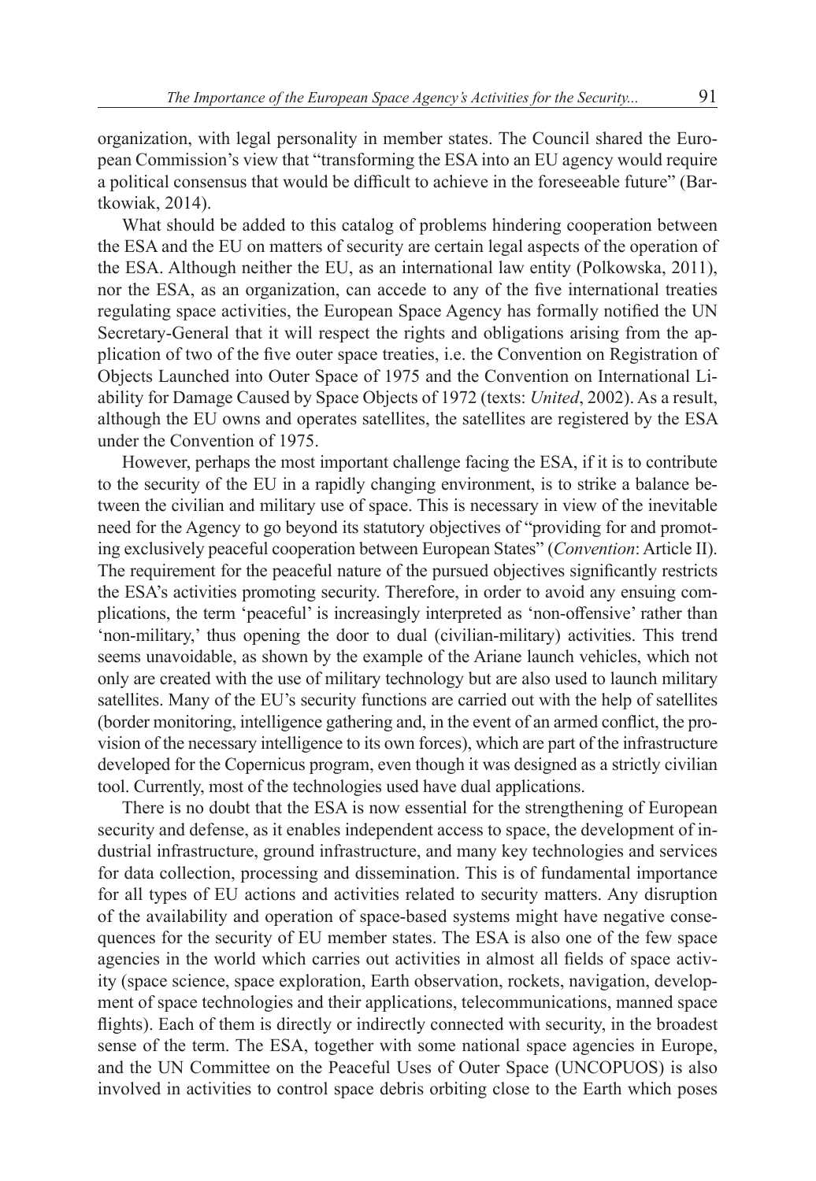organization, with legal personality in member states. The Council shared the European Commission's view that "transforming the ESA into an EU agency would require a political consensus that would be difficult to achieve in the foreseeable future" (Bartkowiak, 2014).

What should be added to this catalog of problems hindering cooperation between the ESA and the EU on matters of security are certain legal aspects of the operation of the ESA. Although neither the EU, as an international law entity (Polkowska, 2011), nor the ESA, as an organization, can accede to any of the five international treaties regulating space activities, the European Space Agency has formally notified the UN Secretary-General that it will respect the rights and obligations arising from the application of two of the five outer space treaties, i.e. the Convention on Registration of Objects Launched into Outer Space of 1975 and the Convention on International Liability for Damage Caused by Space Objects of 1972 (texts: *United*, 2002). As a result, although the EU owns and operates satellites, the satellites are registered by the ESA under the Convention of 1975.

However, perhaps the most important challenge facing the ESA, if it is to contribute to the security of the EU in a rapidly changing environment, is to strike a balance between the civilian and military use of space. This is necessary in view of the inevitable need for the Agency to go beyond its statutory objectives of "providing for and promoting exclusively peaceful cooperation between European States" (*Convention*: Article II). The requirement for the peaceful nature of the pursued objectives significantly restricts the ESA's activities promoting security. Therefore, in order to avoid any ensuing complications, the term 'peaceful' is increasingly interpreted as 'non-offensive' rather than 'non-military,' thus opening the door to dual (civilian-military) activities. This trend seems unavoidable, as shown by the example of the Ariane launch vehicles, which not only are created with the use of military technology but are also used to launch military satellites. Many of the EU's security functions are carried out with the help of satellites (border monitoring, intelligence gathering and, in the event of an armed conflict, the provision of the necessary intelligence to its own forces), which are part of the infrastructure developed for the Copernicus program, even though it was designed as a strictly civilian tool. Currently, most of the technologies used have dual applications.

There is no doubt that the ESA is now essential for the strengthening of European security and defense, as it enables independent access to space, the development of industrial infrastructure, ground infrastructure, and many key technologies and services for data collection, processing and dissemination. This is of fundamental importance for all types of EU actions and activities related to security matters. Any disruption of the availability and operation of space-based systems might have negative consequences for the security of EU member states. The ESA is also one of the few space agencies in the world which carries out activities in almost all fields of space activity (space science, space exploration, Earth observation, rockets, navigation, development of space technologies and their applications, telecommunications, manned space flights). Each of them is directly or indirectly connected with security, in the broadest sense of the term. The ESA, together with some national space agencies in Europe, and the UN Committee on the Peaceful Uses of Outer Space (UNCOPUOS) is also involved in activities to control space debris orbiting close to the Earth which poses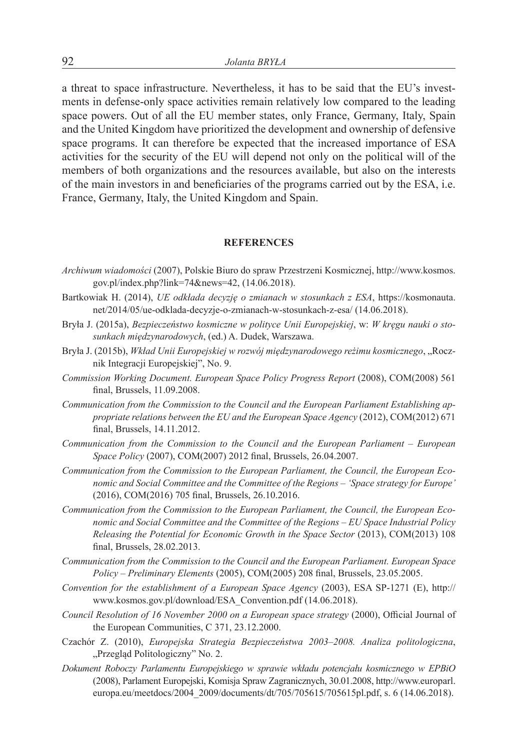a threat to space infrastructure. Nevertheless, it has to be said that the EU's investments in defense-only space activities remain relatively low compared to the leading space powers. Out of all the EU member states, only France, Germany, Italy, Spain and the United Kingdom have prioritized the development and ownership of defensive space programs. It can therefore be expected that the increased importance of ESA activities for the security of the EU will depend not only on the political will of the members of both organizations and the resources available, but also on the interests of the main investors in and beneficiaries of the programs carried out by the ESA, i.e. France, Germany, Italy, the United Kingdom and Spain.

## REFERENCES

*Archiwum wiadomości* (2007), Polskie Biuro do spraw Przestrzeni Kosmicznej, http://www.kosmos.gov.pl/index.php?link=74&news=42, (14.06.2018).

Bartkowiak H. (2014), *UE odkłada decyzję o zmianach w stosunkach z ESA*, https://kosmonauta.net/2014/05/ue-odklada-decyzje-o-zmianach-w-stosunkach-z-esa/ (14.06.2018).

Bryła J. (2015a), *Bezpieczeństwo kosmiczne w polityce Unii Europejskiej*, w: *W kręgu nauki o stosunkach międzynarodowych*, (ed.) A. Dudek, Warszawa.

Bryła J. (2015b), *Wkład Unii Europejskiej w rozwój międzynarodowego reżimu kosmicznego*, „Rocznik Integracji Europejskiej", No. 9.

*Commission Working Document. European Space Policy Progress Report* (2008), COM(2008) 561 final, Brussels, 11.09.2008.

*Communication from the Commission to the Council and the European Parliament Establishing appropriate relations between the EU and the European Space Agency* (2012), COM(2012) 671 final, Brussels, 14.11.2012.

*Communication from the Commission to the Council and the European Parliament – European Space Policy* (2007), COM(2007) 2012 final, Brussels, 26.04.2007.

*Communication from the Commission to the European Parliament, the Council, the European Economic and Social Committee and the Committee of the Regions – 'Space strategy for Europe'* (2016), COM(2016) 705 final, Brussels, 26.10.2016.

*Communication from the Commission to the European Parliament, the Council, the European Economic and Social Committee and the Committee of the Regions – EU Space Industrial Policy Releasing the Potential for Economic Growth in the Space Sector* (2013), COM(2013) 108 final, Brussels, 28.02.2013.

*Communication from the Commission to the Council and the European Parliament. European Space Policy – Preliminary Elements* (2005), COM(2005) 208 final, Brussels, 23.05.2005.

*Convention for the establishment of a European Space Agency* (2003), ESA SP-1271 (E), http://www.kosmos.gov.pl/download/ESA_Convention.pdf (14.06.2018).

*Council Resolution of 16 November 2000 on a European space strategy* (2000), Official Journal of the European Communities, C 371, 23.12.2000.

Czachór Z. (2010), *Europejska Strategia Bezpieczeństwa 2003–2008. Analiza politologiczna*, „Przegląd Politologiczny" No. 2.

*Dokument Roboczy Parlamentu Europejskiego w sprawie wkładu potencjału kosmicznego w EPBiO* (2008), Parlament Europejski, Komisja Spraw Zagranicznych, 30.01.2008, http://www.europarl.europa.eu/meetdocs/2004_2009/documents/dt/705/705615/705615pl.pdf, s. 6 (14.06.2018).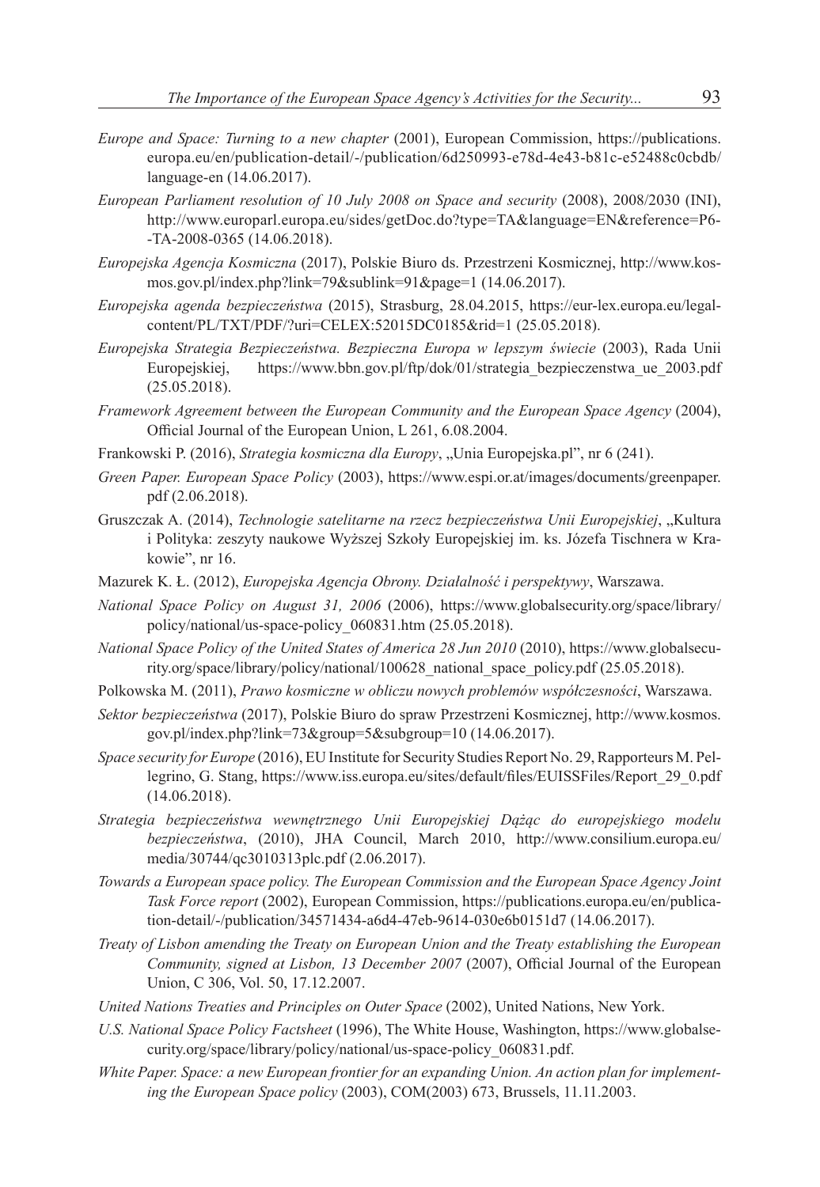*Europe and Space: Turning to a new chapter* (2001), European Commission, https://publications.europa.eu/en/publication-detail/-/publication/6d250993-e78d-4e43-b81c-e52488c0cbdb/language-en (14.06.2017).

*European Parliament resolution of 10 July 2008 on Space and security* (2008), 2008/2030 (INI), http://www.europarl.europa.eu/sides/getDoc.do?type=TA&language=EN&reference=P6-TA-2008-0365 (14.06.2018).

*Europejska Agencja Kosmiczna* (2017), Polskie Biuro ds. Przestrzeni Kosmicznej, http://www.kosmos.gov.pl/index.php?link=79&sublink=91&page=1 (14.06.2017).

*Europejska agenda bezpieczeństwa* (2015), Strasburg, 28.04.2015, https://eur-lex.europa.eu/legal-content/PL/TXT/PDF/?uri=CELEX:52015DC0185&rid=1 (25.05.2018).

*Europejska Strategia Bezpieczeństwa. Bezpieczna Europa w lepszym świecie* (2003), Rada Unii Europejskiej, https://www.bbn.gov.pl/ftp/dok/01/strategia_bezpieczenstwa_ue_2003.pdf (25.05.2018).

*Framework Agreement between the European Community and the European Space Agency* (2004), Official Journal of the European Union, L 261, 6.08.2004.

Frankowski P. (2016), *Strategia kosmiczna dla Europy*, „Unia Europejska.pl", nr 6 (241).

*Green Paper. European Space Policy* (2003), https://www.espi.or.at/images/documents/greenpaper.pdf (2.06.2018).

Gruszczak A. (2014), *Technologie satelitarne na rzecz bezpieczeństwa Unii Europejskiej*, „Kultura i Polityka: zeszyty naukowe Wyższej Szkoły Europejskiej im. ks. Józefa Tischnera w Krakowie", nr 16.

Mazurek K. Ł. (2012), *Europejska Agencja Obrony. Działalność i perspektywy*, Warszawa.

*National Space Policy on August 31, 2006* (2006), https://www.globalsecurity.org/space/library/policy/national/us-space-policy_060831.htm (25.05.2018).

*National Space Policy of the United States of America 28 Jun 2010* (2010), https://www.globalsecurity.org/space/library/policy/national/100628_national_space_policy.pdf (25.05.2018).

Polkowska M. (2011), *Prawo kosmiczne w obliczu nowych problemów współczesności*, Warszawa.

*Sektor bezpieczeństwa* (2017), Polskie Biuro do spraw Przestrzeni Kosmicznej, http://www.kosmos.gov.pl/index.php?link=73&group=5&subgroup=10 (14.06.2017).

*Space security for Europe* (2016), EU Institute for Security Studies Report No. 29, Rapporteurs M. Pellegrino, G. Stang, https://www.iss.europa.eu/sites/default/files/EUISSFiles/Report_29_0.pdf (14.06.2018).

*Strategia bezpieczeństwa wewnętrznego Unii Europejskiej Dążąc do europejskiego modelu bezpieczeństwa*, (2010), JHA Council, March 2010, http://www.consilium.europa.eu/media/30744/qc3010313plc.pdf (2.06.2017).

*Towards a European space policy. The European Commission and the European Space Agency Joint Task Force report* (2002), European Commission, https://publications.europa.eu/en/publication-detail/-/publication/34571434-a6d4-47eb-9614-030e6b0151d7 (14.06.2017).

*Treaty of Lisbon amending the Treaty on European Union and the Treaty establishing the European Community, signed at Lisbon, 13 December 2007* (2007), Official Journal of the European Union, C 306, Vol. 50, 17.12.2007.

*United Nations Treaties and Principles on Outer Space* (2002), United Nations, New York.

*U.S. National Space Policy Factsheet* (1996), The White House, Washington, https://www.globalsecurity.org/space/library/policy/national/us-space-policy_060831.pdf.

*White Paper. Space: a new European frontier for an expanding Union. An action plan for implementing the European Space policy* (2003), COM(2003) 673, Brussels, 11.11.2003.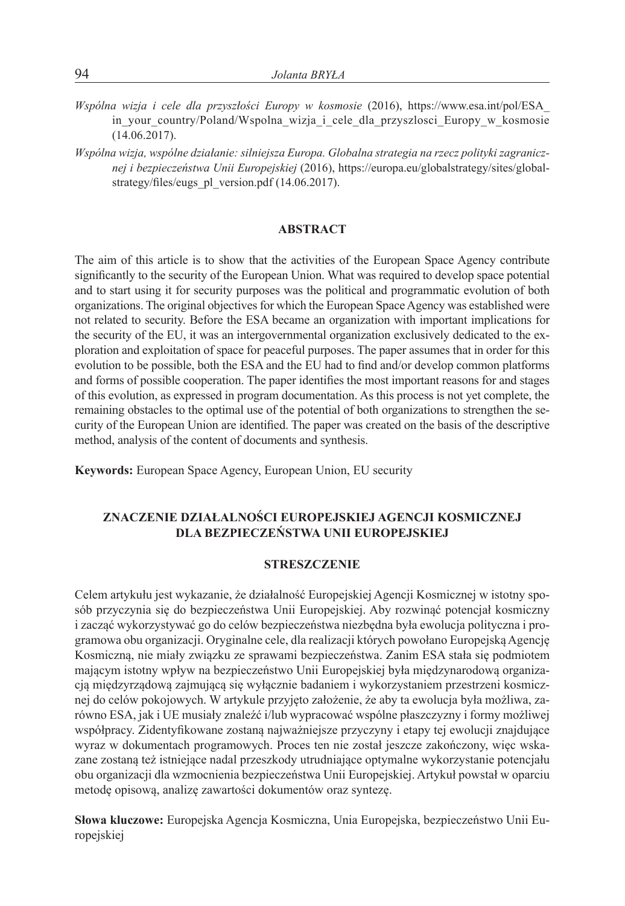*Wspólna wizja i cele dla przyszłości Europy w kosmosie* (2016), https://www.esa.int/pol/ESA_in_your_country/Poland/Wspolna_wizja_i_cele_dla_przyszlosci_Europy_w_kosmosie (14.06.2017).

*Wspólna wizja, wspólne działanie: silniejsza Europa. Globalna strategia na rzecz polityki zagranicznej i bezpieczeństwa Unii Europejskiej* (2016), https://europa.eu/globalstrategy/sites/globalstrategy/files/eugs_pl_version.pdf (14.06.2017).

## ABSTRACT

The aim of this article is to show that the activities of the European Space Agency contribute significantly to the security of the European Union. What was required to develop space potential and to start using it for security purposes was the political and programmatic evolution of both organizations. The original objectives for which the European Space Agency was established were not related to security. Before the ESA became an organization with important implications for the security of the EU, it was an intergovernmental organization exclusively dedicated to the exploration and exploitation of space for peaceful purposes. The paper assumes that in order for this evolution to be possible, both the ESA and the EU had to find and/or develop common platforms and forms of possible cooperation. The paper identifies the most important reasons for and stages of this evolution, as expressed in program documentation. As this process is not yet complete, the remaining obstacles to the optimal use of the potential of both organizations to strengthen the security of the European Union are identified. The paper was created on the basis of the descriptive method, analysis of the content of documents and synthesis.

**Keywords:** European Space Agency, European Union, EU security

## ZNACZENIE DZIAŁALNOŚCI EUROPEJSKIEJ AGENCJI KOSMICZNEJ DLA BEZPIECZEŃSTWA UNII EUROPEJSKIEJ

## STRESZCZENIE

Celem artykułu jest wykazanie, że działalność Europejskiej Agencji Kosmicznej w istotny sposób przyczynia się do bezpieczeństwa Unii Europejskiej. Aby rozwinąć potencjał kosmiczny i zacząć wykorzystywać go do celów bezpieczeństwa niezbędna była ewolucja polityczna i programowa obu organizacji. Oryginalne cele, dla realizacji których powołano Europejską Agencję Kosmiczną, nie miały związku ze sprawami bezpieczeństwa. Zanim ESA stała się podmiotem mającym istotny wpływ na bezpieczeństwo Unii Europejskiej była międzynarodową organizacją międzyrządową zajmującą się wyłącznie badaniem i wykorzystaniem przestrzeni kosmicznej do celów pokojowych. W artykule przyjęto założenie, że aby ta ewolucja była możliwa, zarówno ESA, jak i UE musiały znaleźć i/lub wypracować wspólne płaszczyzny i formy możliwej współpracy. Zidentyfikowane zostaną najważniejsze przyczyny i etapy tej ewolucji znajdujące wyraz w dokumentach programowych. Proces ten nie został jeszcze zakończony, więc wskazane zostaną też istniejące nadal przeszkody utrudniające optymalne wykorzystanie potencjału obu organizacji dla wzmocnienia bezpieczeństwa Unii Europejskiej. Artykuł powstał w oparciu metodę opisową, analizę zawartości dokumentów oraz syntezę.

**Słowa kluczowe:** Europejska Agencja Kosmiczna, Unia Europejska, bezpieczeństwo Unii Europejskiej